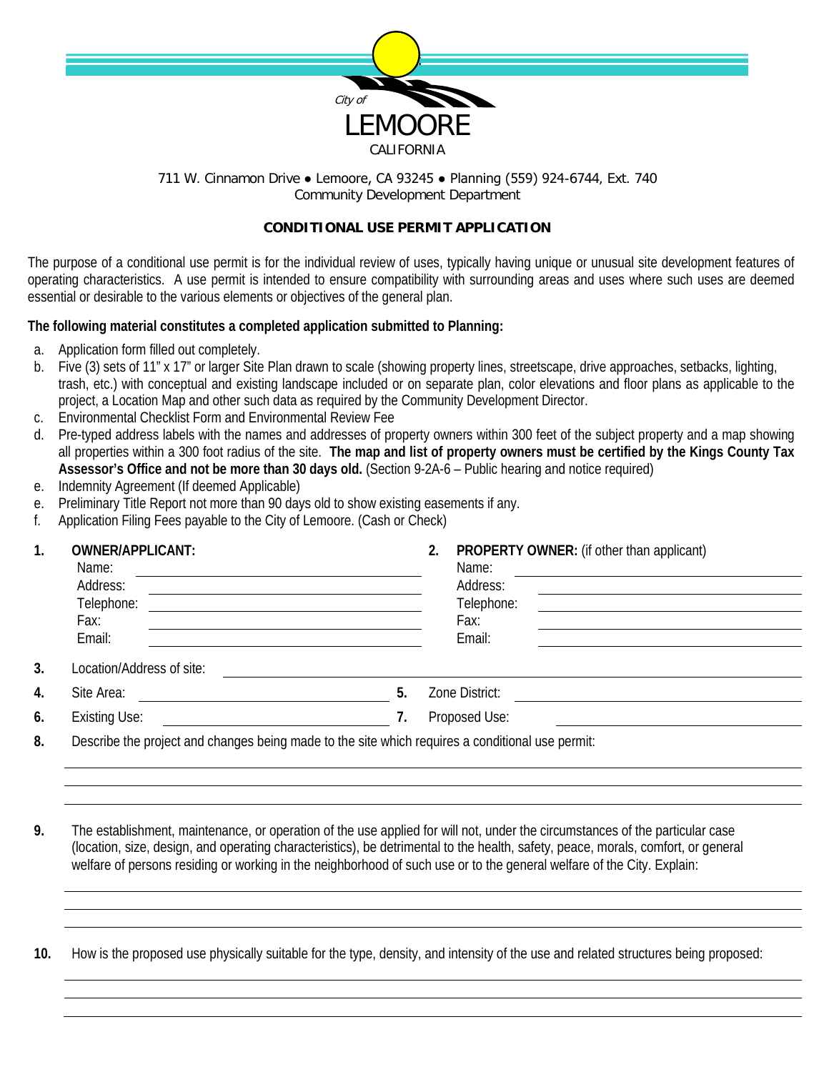City of

# LEMOORE

CALIFORNIA

711 W. Cinnamon Drive ● Lemoore, CA 93245 ● Planning (559) 924-6744, Ext. 740
Community Development Department

## CONDITIONAL USE PERMIT APPLICATION

The purpose of a conditional use permit is for the individual review of uses, typically having unique or unusual site development features of operating characteristics. A use permit is intended to ensure compatibility with surrounding areas and uses where such uses are deemed essential or desirable to the various elements or objectives of the general plan.

**The following material constitutes a completed application submitted to Planning:**

a. Application form filled out completely.
b. Five (3) sets of 11" x 17" or larger Site Plan drawn to scale (showing property lines, streetscape, drive approaches, setbacks, lighting, trash, etc.) with conceptual and existing landscape included or on separate plan, color elevations and floor plans as applicable to the project, a Location Map and other such data as required by the Community Development Director.
c. Environmental Checklist Form and Environmental Review Fee
d. Pre-typed address labels with the names and addresses of property owners within 300 feet of the subject property and a map showing all properties within a 300 foot radius of the site. **The map and list of property owners must be certified by the Kings County Tax Assessor's Office and not be more than 30 days old.** (Section 9-2A-6 – Public hearing and notice required)
e. Indemnity Agreement (If deemed Applicable)
e. Preliminary Title Report not more than 90 days old to show existing easements if any.
f. Application Filing Fees payable to the City of Lemoore. (Cash or Check)

**1. OWNER/APPLICANT:**
Name: ______________________
Address: ______________________
Telephone: ______________________
Fax: ______________________
Email: ______________________

**2. PROPERTY OWNER:** (if other than applicant)
Name: ______________________
Address: ______________________
Telephone: ______________________
Fax: ______________________
Email: ______________________

**3.** Location/Address of site: ______________________

**4.** Site Area: ______________________ **5.** Zone District: ______________________

**6.** Existing Use: ______________________ **7.** Proposed Use: ______________________

**8.** Describe the project and changes being made to the site which requires a conditional use permit:

______________________

______________________

______________________

**9.** The establishment, maintenance, or operation of the use applied for will not, under the circumstances of the particular case (location, size, design, and operating characteristics), be detrimental to the health, safety, peace, morals, comfort, or general welfare of persons residing or working in the neighborhood of such use or to the general welfare of the City. Explain:

______________________

______________________

______________________

**10.** How is the proposed use physically suitable for the type, density, and intensity of the use and related structures being proposed:

______________________

______________________

______________________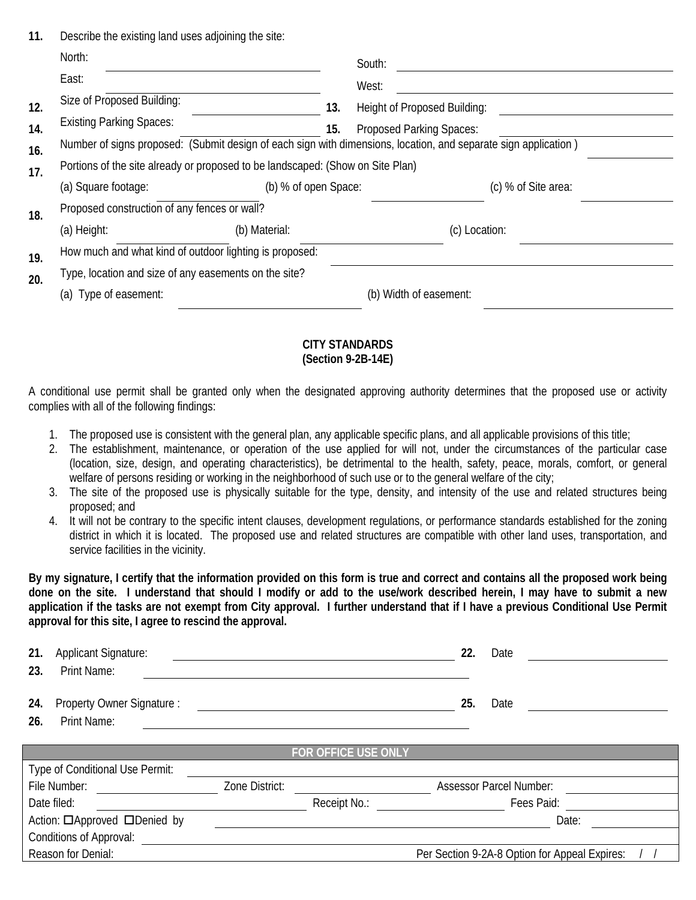**11.** Describe the existing land uses adjoining the site:

North: ______________________ South: ______________________

East: ______________________ West: ______________________

**12.** Size of Proposed Building: ______________ **13.** Height of Proposed Building: ______________

**14.** Existing Parking Spaces: ______________ **15.** Proposed Parking Spaces: ______________

**16.** Number of signs proposed: (Submit design of each sign with dimensions, location, and separate sign application ) ______________

**17.** Portions of the site already or proposed to be landscaped: (Show on Site Plan)

(a) Square footage: ______________ (b) % of open Space: ______________ (c) % of Site area: ______________

**18.** Proposed construction of any fences or wall?

(a) Height: ______________ (b) Material: ______________ (c) Location: ______________

**19.** How much and what kind of outdoor lighting is proposed: ______________________

**20.** Type, location and size of any easements on the site?

(a) Type of easement: ______________ (b) Width of easement: ______________

**CITY STANDARDS**
**(Section 9-2B-14E)**

A conditional use permit shall be granted only when the designated approving authority determines that the proposed use or activity complies with all of the following findings:

1. The proposed use is consistent with the general plan, any applicable specific plans, and all applicable provisions of this title;
2. The establishment, maintenance, or operation of the use applied for will not, under the circumstances of the particular case (location, size, design, and operating characteristics), be detrimental to the health, safety, peace, morals, comfort, or general welfare of persons residing or working in the neighborhood of such use or to the general welfare of the city;
3. The site of the proposed use is physically suitable for the type, density, and intensity of the use and related structures being proposed; and
4. It will not be contrary to the specific intent clauses, development regulations, or performance standards established for the zoning district in which it is located. The proposed use and related structures are compatible with other land uses, transportation, and service facilities in the vicinity.

**By my signature, I certify that the information provided on this form is true and correct and contains all the proposed work being done on the site. I understand that should I modify or add to the use/work described herein, I may have to submit a new application if the tasks are not exempt from City approval. I further understand that if I have a previous Conditional Use Permit approval for this site, I agree to rescind the approval.**

**21.** Applicant Signature: ______________________ **22.** Date ______________

**23.** Print Name: ______________________

**24.** Property Owner Signature : ______________________ **25.** Date ______________

**26.** Print Name: ______________________

| **FOR OFFICE USE ONLY** | | | | | |
|---|---|---|---|---|---|
| Type of Conditional Use Permit: | | | | | |
| File Number: | | Zone District: | | Assessor Parcel Number: | |
| Date filed: | | Receipt No.: | | Fees Paid: | |
| Action: ☐Approved ☐Denied by | | | | Date: | |
| Conditions of Approval: | | | | | |
| Reason for Denial: | | | | Per Section 9-2A-8 Option for Appeal Expires: / / | |